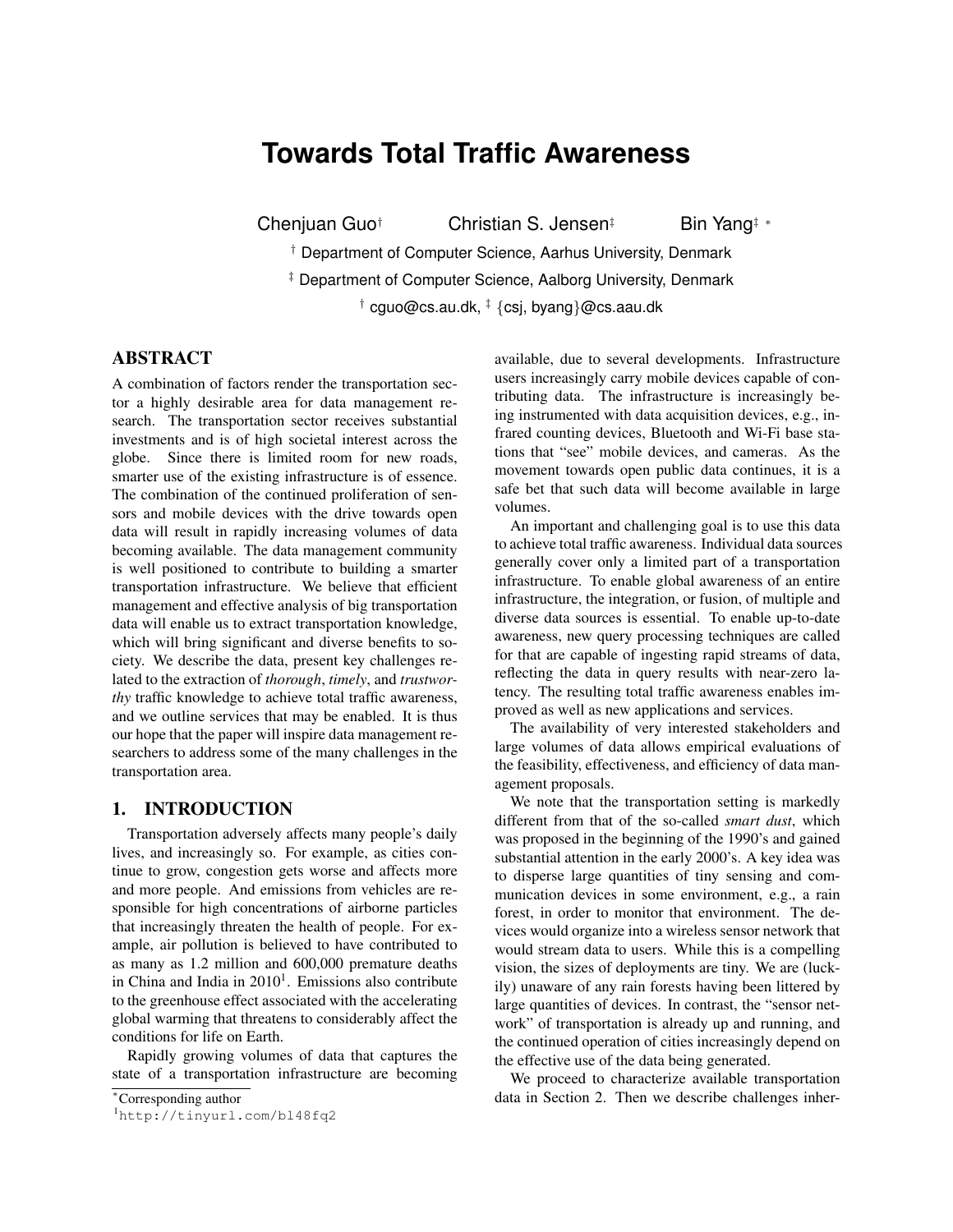# Towards Total Traffic Awareness

Chenjuan Guo[†] Christian S. Jensen[‡] Bin Yang[‡] [*]

[†] Department of Computer Science, Aarhus University, Denmark

[‡] Department of Computer Science, Aalborg University, Denmark

[†] cguo@cs.au.dk, [‡] {csj, byang}@cs.aau.dk

## ABSTRACT

A combination of factors render the transportation sector a highly desirable area for data management research. The transportation sector receives substantial investments and is of high societal interest across the globe. Since there is limited room for new roads, smarter use of the existing infrastructure is of essence. The combination of the continued proliferation of sensors and mobile devices with the drive towards open data will result in rapidly increasing volumes of data becoming available. The data management community is well positioned to contribute to building a smarter transportation infrastructure. We believe that efficient management and effective analysis of big transportation data will enable us to extract transportation knowledge, which will bring significant and diverse benefits to society. We describe the data, present key challenges related to the extraction of *thorough*, *timely*, and *trustworthy* traffic knowledge to achieve total traffic awareness, and we outline services that may be enabled. It is thus our hope that the paper will inspire data management researchers to address some of the many challenges in the transportation area.

## 1. INTRODUCTION

Transportation adversely affects many people's daily lives, and increasingly so. For example, as cities continue to grow, congestion gets worse and affects more and more people. And emissions from vehicles are responsible for high concentrations of airborne particles that increasingly threaten the health of people. For example, air pollution is believed to have contributed to as many as 1.2 million and 600,000 premature deaths in China and India in 2010[1]. Emissions also contribute to the greenhouse effect associated with the accelerating global warming that threatens to considerably affect the conditions for life on Earth.

Rapidly growing volumes of data that captures the state of a transportation infrastructure are becoming available, due to several developments. Infrastructure users increasingly carry mobile devices capable of contributing data. The infrastructure is increasingly being instrumented with data acquisition devices, e.g., infrared counting devices, Bluetooth and Wi-Fi base stations that "see" mobile devices, and cameras. As the movement towards open public data continues, it is a safe bet that such data will become available in large volumes.

An important and challenging goal is to use this data to achieve total traffic awareness. Individual data sources generally cover only a limited part of a transportation infrastructure. To enable global awareness of an entire infrastructure, the integration, or fusion, of multiple and diverse data sources is essential. To enable up-to-date awareness, new query processing techniques are called for that are capable of ingesting rapid streams of data, reflecting the data in query results with near-zero latency. The resulting total traffic awareness enables improved as well as new applications and services.

The availability of very interested stakeholders and large volumes of data allows empirical evaluations of the feasibility, effectiveness, and efficiency of data management proposals.

We note that the transportation setting is markedly different from that of the so-called *smart dust*, which was proposed in the beginning of the 1990's and gained substantial attention in the early 2000's. A key idea was to disperse large quantities of tiny sensing and communication devices in some environment, e.g., a rain forest, in order to monitor that environment. The devices would organize into a wireless sensor network that would stream data to users. While this is a compelling vision, the sizes of deployments are tiny. We are (luckily) unaware of any rain forests having been littered by large quantities of devices. In contrast, the "sensor network" of transportation is already up and running, and the continued operation of cities increasingly depend on the effective use of the data being generated.

We proceed to characterize available transportation data in Section 2. Then we describe challenges inher-

[*]Corresponding author

[1]http://tinyurl.com/bl48fq2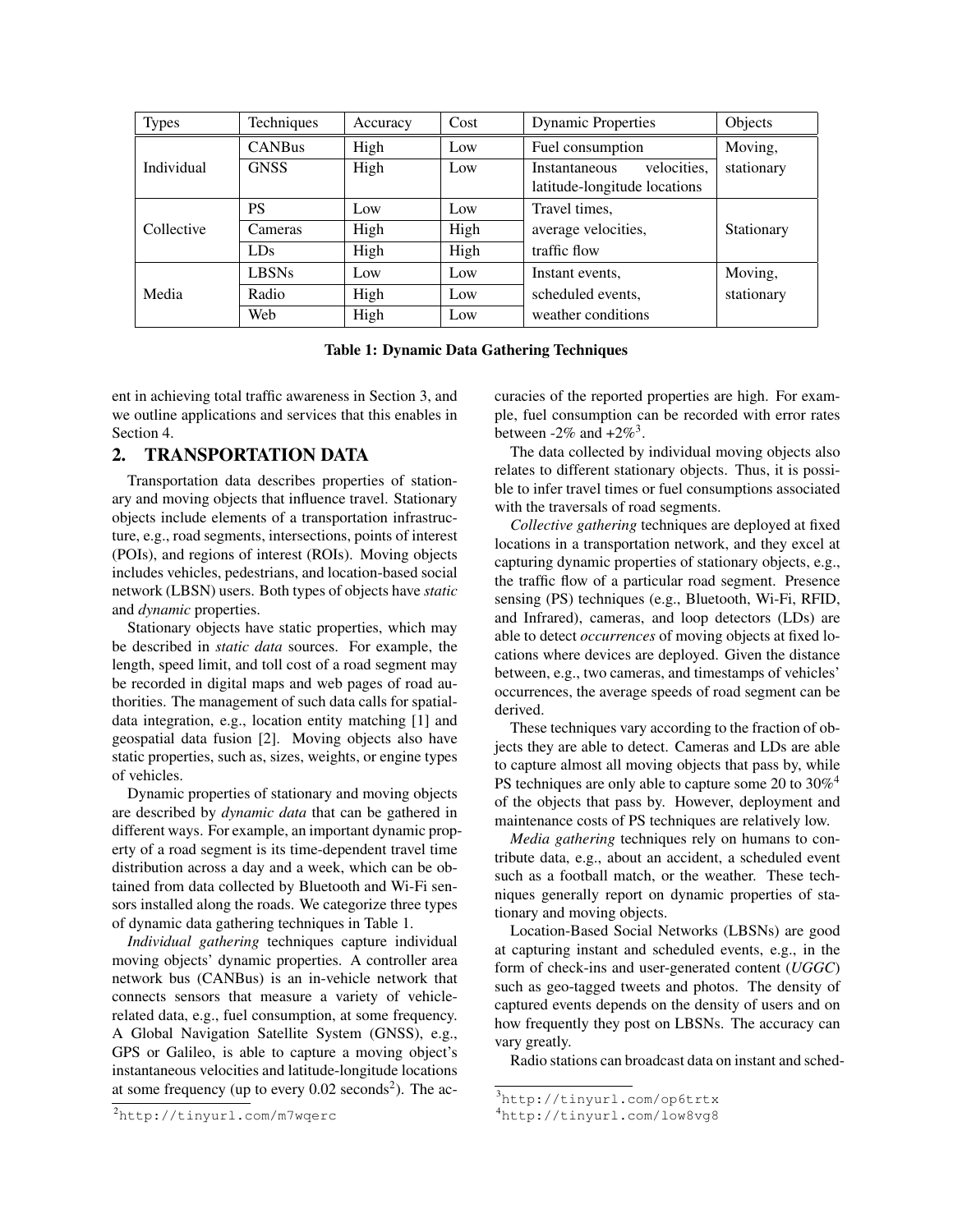| Types | Techniques | Accuracy | Cost | Dynamic Properties | Objects |
|---|---|---|---|---|---|
| Individual | CANBus | High | Low | Fuel consumption | Moving, stationary |
| | GNSS | High | Low | Instantaneous velocities, latitude-longitude locations | |
| Collective | PS | Low | Low | Travel times, average velocities, traffic flow | Stationary |
| | Cameras | High | High | | |
| | LDs | High | High | | |
| Media | LBSNs | Low | Low | Instant events, scheduled events, weather conditions | Moving, stationary |
| | Radio | High | Low | | |
| | Web | High | Low | | |

**Table 1: Dynamic Data Gathering Techniques**

ent in achieving total traffic awareness in Section 3, and we outline applications and services that this enables in Section 4.

## 2. TRANSPORTATION DATA

Transportation data describes properties of stationary and moving objects that influence travel. Stationary objects include elements of a transportation infrastructure, e.g., road segments, intersections, points of interest (POIs), and regions of interest (ROIs). Moving objects includes vehicles, pedestrians, and location-based social network (LBSN) users. Both types of objects have *static* and *dynamic* properties.

Stationary objects have static properties, which may be described in *static data* sources. For example, the length, speed limit, and toll cost of a road segment may be recorded in digital maps and web pages of road authorities. The management of such data calls for spatial-data integration, e.g., location entity matching [1] and geospatial data fusion [2]. Moving objects also have static properties, such as, sizes, weights, or engine types of vehicles.

Dynamic properties of stationary and moving objects are described by *dynamic data* that can be gathered in different ways. For example, an important dynamic property of a road segment is its time-dependent travel time distribution across a day and a week, which can be obtained from data collected by Bluetooth and Wi-Fi sensors installed along the roads. We categorize three types of dynamic data gathering techniques in Table 1.

*Individual gathering* techniques capture individual moving objects' dynamic properties. A controller area network bus (CANBus) is an in-vehicle network that connects sensors that measure a variety of vehicle-related data, e.g., fuel consumption, at some frequency. A Global Navigation Satellite System (GNSS), e.g., GPS or Galileo, is able to capture a moving object's instantaneous velocities and latitude-longitude locations at some frequency (up to every 0.02 seconds[2]). The accuracies of the reported properties are high. For example, fuel consumption can be recorded with error rates between -2% and +2%[3].

The data collected by individual moving objects also relates to different stationary objects. Thus, it is possible to infer travel times or fuel consumptions associated with the traversals of road segments.

*Collective gathering* techniques are deployed at fixed locations in a transportation network, and they excel at capturing dynamic properties of stationary objects, e.g., the traffic flow of a particular road segment. Presence sensing (PS) techniques (e.g., Bluetooth, Wi-Fi, RFID, and Infrared), cameras, and loop detectors (LDs) are able to detect *occurrences* of moving objects at fixed locations where devices are deployed. Given the distance between, e.g., two cameras, and timestamps of vehicles' occurrences, the average speeds of road segment can be derived.

These techniques vary according to the fraction of objects they are able to detect. Cameras and LDs are able to capture almost all moving objects that pass by, while PS techniques are only able to capture some 20 to 30%[4] of the objects that pass by. However, deployment and maintenance costs of PS techniques are relatively low.

*Media gathering* techniques rely on humans to contribute data, e.g., about an accident, a scheduled event such as a football match, or the weather. These techniques generally report on dynamic properties of stationary and moving objects.

Location-Based Social Networks (LBSNs) are good at capturing instant and scheduled events, e.g., in the form of check-ins and user-generated content (*UGGC*) such as geo-tagged tweets and photos. The density of captured events depends on the density of users and on how frequently they post on LBSNs. The accuracy can vary greatly.

Radio stations can broadcast data on instant and sched-

[2] http://tinyurl.com/m7wqerc

[3] http://tinyurl.com/op6trtx

[4] http://tinyurl.com/low8vg8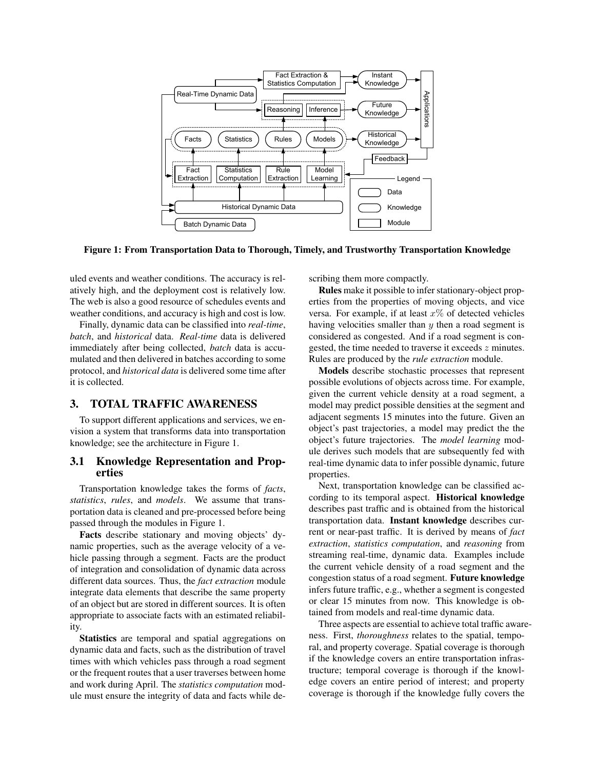Figure 1: From Transportation Data to Thorough, Timely, and Trustworthy Transportation Knowledge

uled events and weather conditions. The accuracy is relatively high, and the deployment cost is relatively low. The web is also a good resource of schedules events and weather conditions, and accuracy is high and cost is low.

Finally, dynamic data can be classified into *real-time*, *batch*, and *historical* data. *Real-time* data is delivered immediately after being collected, *batch* data is accumulated and then delivered in batches according to some protocol, and *historical data* is delivered some time after it is collected.

## 3. TOTAL TRAFFIC AWARENESS

To support different applications and services, we envision a system that transforms data into transportation knowledge; see the architecture in Figure 1.

### 3.1 Knowledge Representation and Properties

Transportation knowledge takes the forms of *facts*, *statistics*, *rules*, and *models*. We assume that transportation data is cleaned and pre-processed before being passed through the modules in Figure 1.

**Facts** describe stationary and moving objects' dynamic properties, such as the average velocity of a vehicle passing through a segment. Facts are the product of integration and consolidation of dynamic data across different data sources. Thus, the *fact extraction* module integrate data elements that describe the same property of an object but are stored in different sources. It is often appropriate to associate facts with an estimated reliability.

**Statistics** are temporal and spatial aggregations on dynamic data and facts, such as the distribution of travel times with which vehicles pass through a road segment or the frequent routes that a user traverses between home and work during April. The *statistics computation* module must ensure the integrity of data and facts while describing them more compactly.

**Rules** make it possible to infer stationary-object properties from the properties of moving objects, and vice versa. For example, if at least $x\%$ of detected vehicles having velocities smaller than $y$ then a road segment is considered as congested. And if a road segment is congested, the time needed to traverse it exceeds $z$ minutes. Rules are produced by the *rule extraction* module.

**Models** describe stochastic processes that represent possible evolutions of objects across time. For example, given the current vehicle density at a road segment, a model may predict possible densities at the segment and adjacent segments 15 minutes into the future. Given an object's past trajectories, a model may predict the the object's future trajectories. The *model learning* module derives such models that are subsequently fed with real-time dynamic data to infer possible dynamic, future properties.

Next, transportation knowledge can be classified according to its temporal aspect. **Historical knowledge** describes past traffic and is obtained from the historical transportation data. **Instant knowledge** describes current or near-past traffic. It is derived by means of *fact extraction*, *statistics computation*, and *reasoning* from streaming real-time, dynamic data. Examples include the current vehicle density of a road segment and the congestion status of a road segment. **Future knowledge** infers future traffic, e.g., whether a segment is congested or clear 15 minutes from now. This knowledge is obtained from models and real-time dynamic data.

Three aspects are essential to achieve total traffic awareness. First, *thoroughness* relates to the spatial, temporal, and property coverage. Spatial coverage is thorough if the knowledge covers an entire transportation infrastructure; temporal coverage is thorough if the knowledge covers an entire period of interest; and property coverage is thorough if the knowledge fully covers the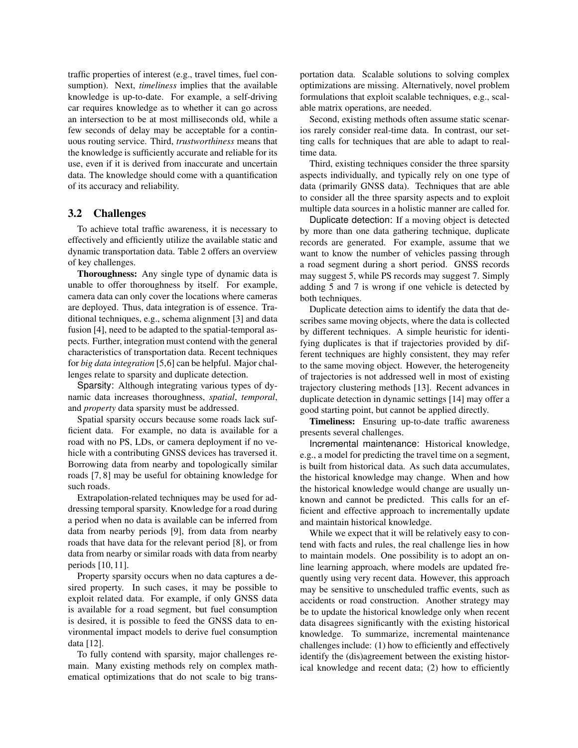traffic properties of interest (e.g., travel times, fuel consumption). Next, *timeliness* implies that the available knowledge is up-to-date. For example, a self-driving car requires knowledge as to whether it can go across an intersection to be at most milliseconds old, while a few seconds of delay may be acceptable for a continuous routing service. Third, *trustworthiness* means that the knowledge is sufficiently accurate and reliable for its use, even if it is derived from inaccurate and uncertain data. The knowledge should come with a quantification of its accuracy and reliability.

## 3.2 Challenges

To achieve total traffic awareness, it is necessary to effectively and efficiently utilize the available static and dynamic transportation data. Table 2 offers an overview of key challenges.

**Thoroughness:** Any single type of dynamic data is unable to offer thoroughness by itself. For example, camera data can only cover the locations where cameras are deployed. Thus, data integration is of essence. Traditional techniques, e.g., schema alignment [3] and data fusion [4], need to be adapted to the spatial-temporal aspects. Further, integration must contend with the general characteristics of transportation data. Recent techniques for *big data integration* [5,6] can be helpful. Major challenges relate to sparsity and duplicate detection.

Sparsity: Although integrating various types of dynamic data increases thoroughness, *spatial*, *temporal*, and *property* data sparsity must be addressed.

Spatial sparsity occurs because some roads lack sufficient data. For example, no data is available for a road with no PS, LDs, or camera deployment if no vehicle with a contributing GNSS devices has traversed it. Borrowing data from nearby and topologically similar roads [7, 8] may be useful for obtaining knowledge for such roads.

Extrapolation-related techniques may be used for addressing temporal sparsity. Knowledge for a road during a period when no data is available can be inferred from data from nearby periods [9], from data from nearby roads that have data for the relevant period [8], or from data from nearby or similar roads with data from nearby periods [10, 11].

Property sparsity occurs when no data captures a desired property. In such cases, it may be possible to exploit related data. For example, if only GNSS data is available for a road segment, but fuel consumption is desired, it is possible to feed the GNSS data to environmental impact models to derive fuel consumption data [12].

To fully contend with sparsity, major challenges remain. Many existing methods rely on complex mathematical optimizations that do not scale to big transportation data. Scalable solutions to solving complex optimizations are missing. Alternatively, novel problem formulations that exploit scalable techniques, e.g., scalable matrix operations, are needed.

Second, existing methods often assume static scenarios rarely consider real-time data. In contrast, our setting calls for techniques that are able to adapt to real-time data.

Third, existing techniques consider the three sparsity aspects individually, and typically rely on one type of data (primarily GNSS data). Techniques that are able to consider all the three sparsity aspects and to exploit multiple data sources in a holistic manner are called for.

Duplicate detection: If a moving object is detected by more than one data gathering technique, duplicate records are generated. For example, assume that we want to know the number of vehicles passing through a road segment during a short period. GNSS records may suggest 5, while PS records may suggest 7. Simply adding 5 and 7 is wrong if one vehicle is detected by both techniques.

Duplicate detection aims to identify the data that describes same moving objects, where the data is collected by different techniques. A simple heuristic for identifying duplicates is that if trajectories provided by different techniques are highly consistent, they may refer to the same moving object. However, the heterogeneity of trajectories is not addressed well in most of existing trajectory clustering methods [13]. Recent advances in duplicate detection in dynamic settings [14] may offer a good starting point, but cannot be applied directly.

**Timeliness:** Ensuring up-to-date traffic awareness presents several challenges.

Incremental maintenance: Historical knowledge, e.g., a model for predicting the travel time on a segment, is built from historical data. As such data accumulates, the historical knowledge may change. When and how the historical knowledge would change are usually unknown and cannot be predicted. This calls for an efficient and effective approach to incrementally update and maintain historical knowledge.

While we expect that it will be relatively easy to contend with facts and rules, the real challenge lies in how to maintain models. One possibility is to adopt an online learning approach, where models are updated frequently using very recent data. However, this approach may be sensitive to unscheduled traffic events, such as accidents or road construction. Another strategy may be to update the historical knowledge only when recent data disagrees significantly with the existing historical knowledge. To summarize, incremental maintenance challenges include: (1) how to efficiently and effectively identify the (dis)agreement between the existing historical knowledge and recent data; (2) how to efficiently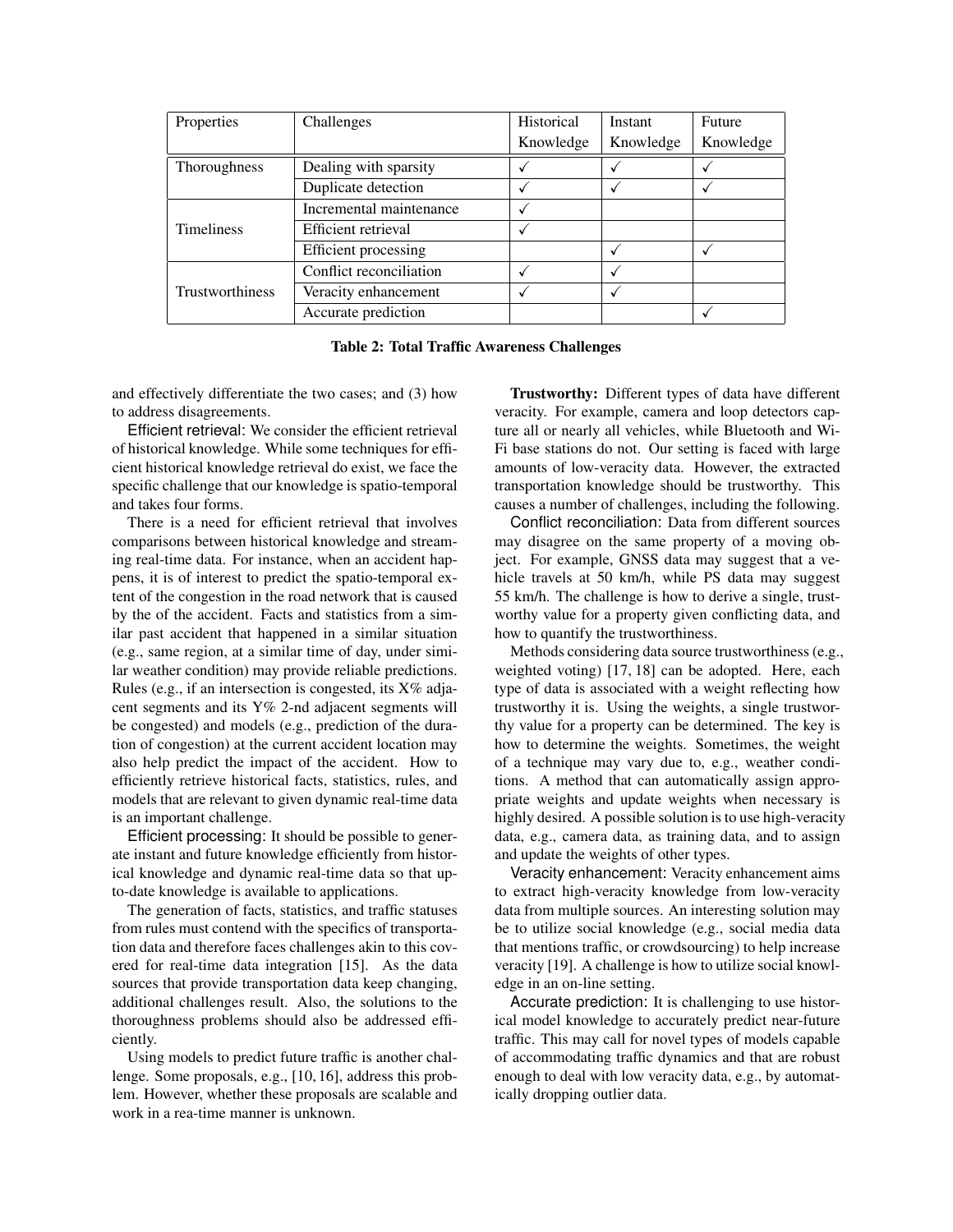| Properties | Challenges | Historical Knowledge | Instant Knowledge | Future Knowledge |
|---|---|---|---|---|
| Thoroughness | Dealing with sparsity | ✓ | ✓ | ✓ |
| | Duplicate detection | ✓ | ✓ | ✓ |
| Timeliness | Incremental maintenance | ✓ | | |
| | Efficient retrieval | ✓ | | |
| | Efficient processing | | ✓ | ✓ |
| Trustworthiness | Conflict reconciliation | ✓ | ✓ | |
| | Veracity enhancement | ✓ | ✓ | |
| | Accurate prediction | | | ✓ |

**Table 2: Total Traffic Awareness Challenges**

and effectively differentiate the two cases; and (3) how to address disagreements.

Efficient retrieval: We consider the efficient retrieval of historical knowledge. While some techniques for efficient historical knowledge retrieval do exist, we face the specific challenge that our knowledge is spatio-temporal and takes four forms.

There is a need for efficient retrieval that involves comparisons between historical knowledge and streaming real-time data. For instance, when an accident happens, it is of interest to predict the spatio-temporal extent of the congestion in the road network that is caused by the of the accident. Facts and statistics from a similar past accident that happened in a similar situation (e.g., same region, at a similar time of day, under similar weather condition) may provide reliable predictions. Rules (e.g., if an intersection is congested, its X% adjacent segments and its Y% 2-nd adjacent segments will be congested) and models (e.g., prediction of the duration of congestion) at the current accident location may also help predict the impact of the accident. How to efficiently retrieve historical facts, statistics, rules, and models that are relevant to given dynamic real-time data is an important challenge.

Efficient processing: It should be possible to generate instant and future knowledge efficiently from historical knowledge and dynamic real-time data so that up-to-date knowledge is available to applications.

The generation of facts, statistics, and traffic statuses from rules must contend with the specifics of transportation data and therefore faces challenges akin to this covered for real-time data integration [15]. As the data sources that provide transportation data keep changing, additional challenges result. Also, the solutions to the thoroughness problems should also be addressed efficiently.

Using models to predict future traffic is another challenge. Some proposals, e.g., [10, 16], address this problem. However, whether these proposals are scalable and work in a rea-time manner is unknown.

**Trustworthy:** Different types of data have different veracity. For example, camera and loop detectors capture all or nearly all vehicles, while Bluetooth and Wi-Fi base stations do not. Our setting is faced with large amounts of low-veracity data. However, the extracted transportation knowledge should be trustworthy. This causes a number of challenges, including the following.

Conflict reconciliation: Data from different sources may disagree on the same property of a moving object. For example, GNSS data may suggest that a vehicle travels at 50 km/h, while PS data may suggest 55 km/h. The challenge is how to derive a single, trustworthy value for a property given conflicting data, and how to quantify the trustworthiness.

Methods considering data source trustworthiness (e.g., weighted voting) [17, 18] can be adopted. Here, each type of data is associated with a weight reflecting how trustworthy it is. Using the weights, a single trustworthy value for a property can be determined. The key is how to determine the weights. Sometimes, the weight of a technique may vary due to, e.g., weather conditions. A method that can automatically assign appropriate weights and update weights when necessary is highly desired. A possible solution is to use high-veracity data, e.g., camera data, as training data, and to assign and update the weights of other types.

Veracity enhancement: Veracity enhancement aims to extract high-veracity knowledge from low-veracity data from multiple sources. An interesting solution may be to utilize social knowledge (e.g., social media data that mentions traffic, or crowdsourcing) to help increase veracity [19]. A challenge is how to utilize social knowledge in an on-line setting.

Accurate prediction: It is challenging to use historical model knowledge to accurately predict near-future traffic. This may call for novel types of models capable of accommodating traffic dynamics and that are robust enough to deal with low veracity data, e.g., by automatically dropping outlier data.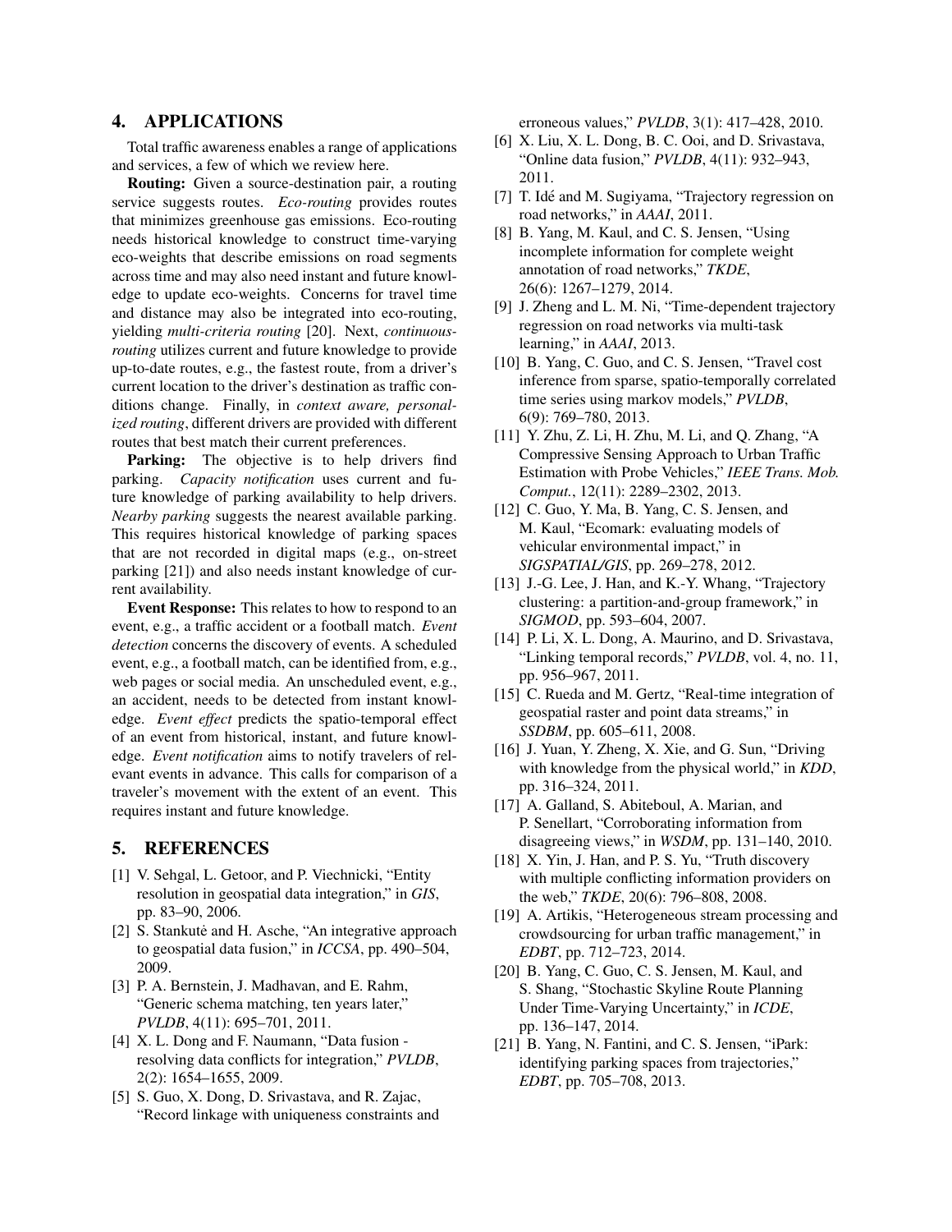## 4. APPLICATIONS

Total traffic awareness enables a range of applications and services, a few of which we review here.

**Routing:** Given a source-destination pair, a routing service suggests routes. *Eco-routing* provides routes that minimizes greenhouse gas emissions. Eco-routing needs historical knowledge to construct time-varying eco-weights that describe emissions on road segments across time and may also need instant and future knowledge to update eco-weights. Concerns for travel time and distance may also be integrated into eco-routing, yielding *multi-criteria routing* [20]. Next, *continuous-routing* utilizes current and future knowledge to provide up-to-date routes, e.g., the fastest route, from a driver's current location to the driver's destination as traffic conditions change. Finally, in *context aware, personalized routing*, different drivers are provided with different routes that best match their current preferences.

**Parking:** The objective is to help drivers find parking. *Capacity notification* uses current and future knowledge of parking availability to help drivers. *Nearby parking* suggests the nearest available parking. This requires historical knowledge of parking spaces that are not recorded in digital maps (e.g., on-street parking [21]) and also needs instant knowledge of current availability.

**Event Response:** This relates to how to respond to an event, e.g., a traffic accident or a football match. *Event detection* concerns the discovery of events. A scheduled event, e.g., a football match, can be identified from, e.g., web pages or social media. An unscheduled event, e.g., an accident, needs to be detected from instant knowledge. *Event effect* predicts the spatio-temporal effect of an event from historical, instant, and future knowledge. *Event notification* aims to notify travelers of relevant events in advance. This calls for comparison of a traveler's movement with the extent of an event. This requires instant and future knowledge.

## 5. REFERENCES

[1] V. Sehgal, L. Getoor, and P. Viechnicki, "Entity resolution in geospatial data integration," in *GIS*, pp. 83–90, 2006.

[2] S. Stankutė and H. Asche, "An integrative approach to geospatial data fusion," in *ICCSA*, pp. 490–504, 2009.

[3] P. A. Bernstein, J. Madhavan, and E. Rahm, "Generic schema matching, ten years later," *PVLDB*, 4(11): 695–701, 2011.

[4] X. L. Dong and F. Naumann, "Data fusion - resolving data conflicts for integration," *PVLDB*, 2(2): 1654–1655, 2009.

[5] S. Guo, X. Dong, D. Srivastava, and R. Zajac, "Record linkage with uniqueness constraints and erroneous values," *PVLDB*, 3(1): 417–428, 2010.

[6] X. Liu, X. L. Dong, B. C. Ooi, and D. Srivastava, "Online data fusion," *PVLDB*, 4(11): 932–943, 2011.

[7] T. Idé and M. Sugiyama, "Trajectory regression on road networks," in *AAAI*, 2011.

[8] B. Yang, M. Kaul, and C. S. Jensen, "Using incomplete information for complete weight annotation of road networks," *TKDE*, 26(6): 1267–1279, 2014.

[9] J. Zheng and L. M. Ni, "Time-dependent trajectory regression on road networks via multi-task learning," in *AAAI*, 2013.

[10] B. Yang, C. Guo, and C. S. Jensen, "Travel cost inference from sparse, spatio-temporally correlated time series using markov models," *PVLDB*, 6(9): 769–780, 2013.

[11] Y. Zhu, Z. Li, H. Zhu, M. Li, and Q. Zhang, "A Compressive Sensing Approach to Urban Traffic Estimation with Probe Vehicles," *IEEE Trans. Mob. Comput.*, 12(11): 2289–2302, 2013.

[12] C. Guo, Y. Ma, B. Yang, C. S. Jensen, and M. Kaul, "Ecomark: evaluating models of vehicular environmental impact," in *SIGSPATIAL/GIS*, pp. 269–278, 2012.

[13] J.-G. Lee, J. Han, and K.-Y. Whang, "Trajectory clustering: a partition-and-group framework," in *SIGMOD*, pp. 593–604, 2007.

[14] P. Li, X. L. Dong, A. Maurino, and D. Srivastava, "Linking temporal records," *PVLDB*, vol. 4, no. 11, pp. 956–967, 2011.

[15] C. Rueda and M. Gertz, "Real-time integration of geospatial raster and point data streams," in *SSDBM*, pp. 605–611, 2008.

[16] J. Yuan, Y. Zheng, X. Xie, and G. Sun, "Driving with knowledge from the physical world," in *KDD*, pp. 316–324, 2011.

[17] A. Galland, S. Abiteboul, A. Marian, and P. Senellart, "Corroborating information from disagreeing views," in *WSDM*, pp. 131–140, 2010.

[18] X. Yin, J. Han, and P. S. Yu, "Truth discovery with multiple conflicting information providers on the web," *TKDE*, 20(6): 796–808, 2008.

[19] A. Artikis, "Heterogeneous stream processing and crowdsourcing for urban traffic management," in *EDBT*, pp. 712–723, 2014.

[20] B. Yang, C. Guo, C. S. Jensen, M. Kaul, and S. Shang, "Stochastic Skyline Route Planning Under Time-Varying Uncertainty," in *ICDE*, pp. 136–147, 2014.

[21] B. Yang, N. Fantini, and C. S. Jensen, "iPark: identifying parking spaces from trajectories," *EDBT*, pp. 705–708, 2013.